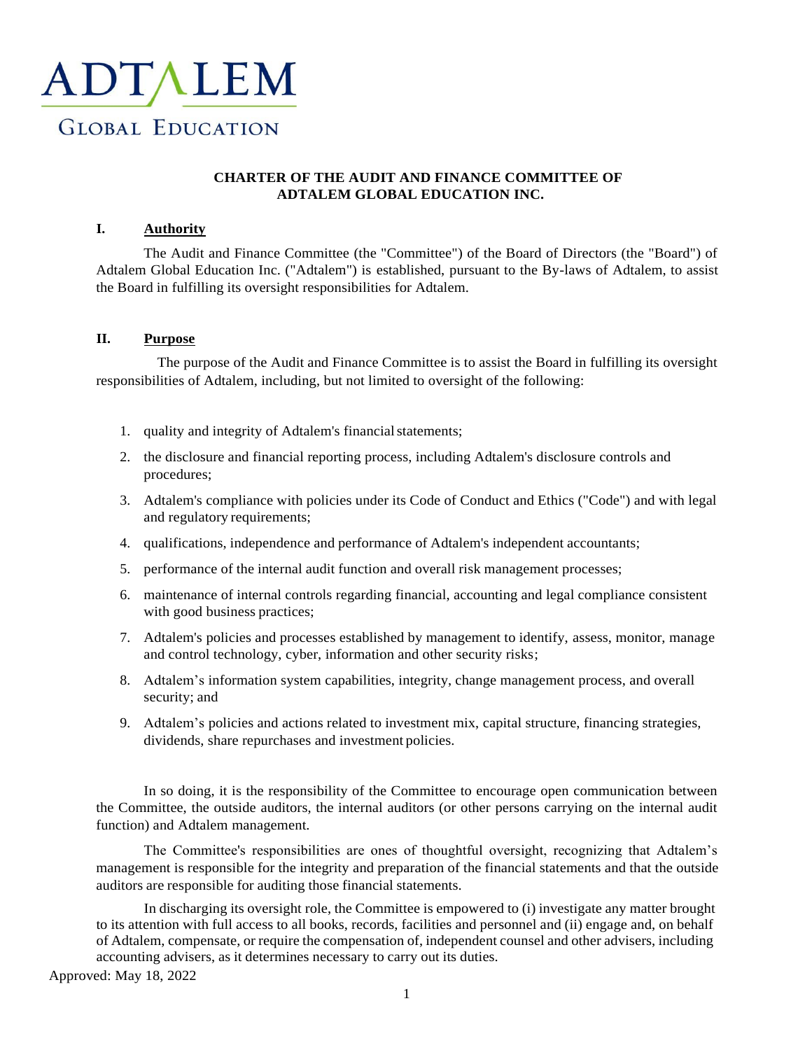ADTALEM

GLOBAL EDUCATION

**CHARTER OF THE AUDIT AND FINANCE COMMITTEE OF ADTALEM GLOBAL EDUCATION INC.**

## I. Authority

The Audit and Finance Committee (the "Committee") of the Board of Directors (the "Board") of Adtalem Global Education Inc. ("Adtalem") is established, pursuant to the By-laws of Adtalem, to assist the Board in fulfilling its oversight responsibilities for Adtalem.

## II. Purpose

The purpose of the Audit and Finance Committee is to assist the Board in fulfilling its oversight responsibilities of Adtalem, including, but not limited to oversight of the following:

1. quality and integrity of Adtalem's financial statements;
2. the disclosure and financial reporting process, including Adtalem's disclosure controls and procedures;
3. Adtalem's compliance with policies under its Code of Conduct and Ethics ("Code") and with legal and regulatory requirements;
4. qualifications, independence and performance of Adtalem's independent accountants;
5. performance of the internal audit function and overall risk management processes;
6. maintenance of internal controls regarding financial, accounting and legal compliance consistent with good business practices;
7. Adtalem's policies and processes established by management to identify, assess, monitor, manage and control technology, cyber, information and other security risks;
8. Adtalem's information system capabilities, integrity, change management process, and overall security; and
9. Adtalem's policies and actions related to investment mix, capital structure, financing strategies, dividends, share repurchases and investment policies.

In so doing, it is the responsibility of the Committee to encourage open communication between the Committee, the outside auditors, the internal auditors (or other persons carrying on the internal audit function) and Adtalem management.

The Committee's responsibilities are ones of thoughtful oversight, recognizing that Adtalem's management is responsible for the integrity and preparation of the financial statements and that the outside auditors are responsible for auditing those financial statements.

In discharging its oversight role, the Committee is empowered to (i) investigate any matter brought to its attention with full access to all books, records, facilities and personnel and (ii) engage and, on behalf of Adtalem, compensate, or require the compensation of, independent counsel and other advisers, including accounting advisers, as it determines necessary to carry out its duties.

Approved: May 18, 2022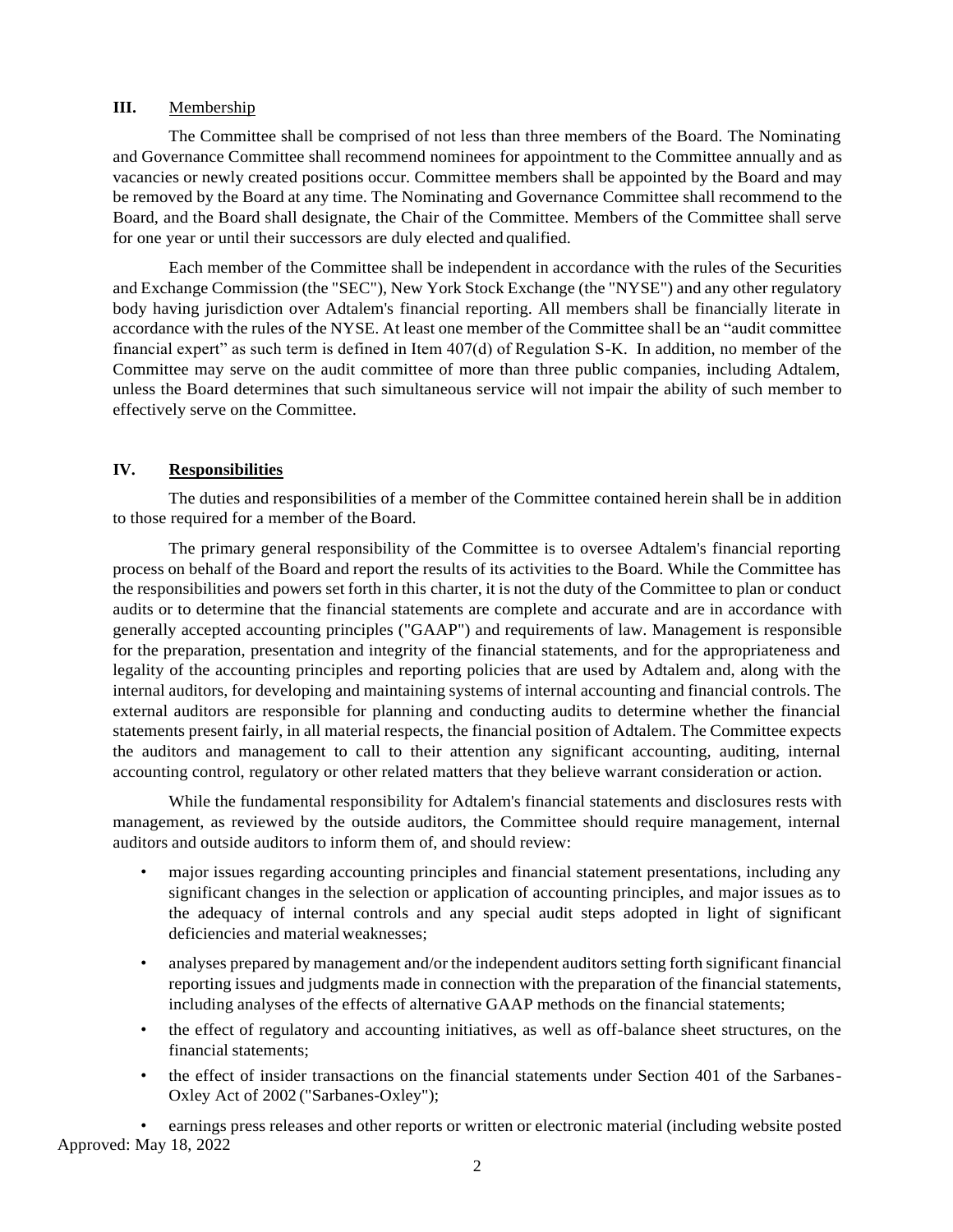## III. Membership

The Committee shall be comprised of not less than three members of the Board. The Nominating and Governance Committee shall recommend nominees for appointment to the Committee annually and as vacancies or newly created positions occur. Committee members shall be appointed by the Board and may be removed by the Board at any time. The Nominating and Governance Committee shall recommend to the Board, and the Board shall designate, the Chair of the Committee. Members of the Committee shall serve for one year or until their successors are duly elected and qualified.

Each member of the Committee shall be independent in accordance with the rules of the Securities and Exchange Commission (the "SEC"), New York Stock Exchange (the "NYSE") and any other regulatory body having jurisdiction over Adtalem's financial reporting. All members shall be financially literate in accordance with the rules of the NYSE. At least one member of the Committee shall be an "audit committee financial expert" as such term is defined in Item 407(d) of Regulation S-K. In addition, no member of the Committee may serve on the audit committee of more than three public companies, including Adtalem, unless the Board determines that such simultaneous service will not impair the ability of such member to effectively serve on the Committee.

## IV. Responsibilities

The duties and responsibilities of a member of the Committee contained herein shall be in addition to those required for a member of the Board.

The primary general responsibility of the Committee is to oversee Adtalem's financial reporting process on behalf of the Board and report the results of its activities to the Board. While the Committee has the responsibilities and powers set forth in this charter, it is not the duty of the Committee to plan or conduct audits or to determine that the financial statements are complete and accurate and are in accordance with generally accepted accounting principles ("GAAP") and requirements of law. Management is responsible for the preparation, presentation and integrity of the financial statements, and for the appropriateness and legality of the accounting principles and reporting policies that are used by Adtalem and, along with the internal auditors, for developing and maintaining systems of internal accounting and financial controls. The external auditors are responsible for planning and conducting audits to determine whether the financial statements present fairly, in all material respects, the financial position of Adtalem. The Committee expects the auditors and management to call to their attention any significant accounting, auditing, internal accounting control, regulatory or other related matters that they believe warrant consideration or action.

While the fundamental responsibility for Adtalem's financial statements and disclosures rests with management, as reviewed by the outside auditors, the Committee should require management, internal auditors and outside auditors to inform them of, and should review:

- major issues regarding accounting principles and financial statement presentations, including any significant changes in the selection or application of accounting principles, and major issues as to the adequacy of internal controls and any special audit steps adopted in light of significant deficiencies and material weaknesses;
- analyses prepared by management and/or the independent auditors setting forth significant financial reporting issues and judgments made in connection with the preparation of the financial statements, including analyses of the effects of alternative GAAP methods on the financial statements;
- the effect of regulatory and accounting initiatives, as well as off-balance sheet structures, on the financial statements;
- the effect of insider transactions on the financial statements under Section 401 of the Sarbanes-Oxley Act of 2002 ("Sarbanes-Oxley");
- earnings press releases and other reports or written or electronic material (including website posted

Approved: May 18, 2022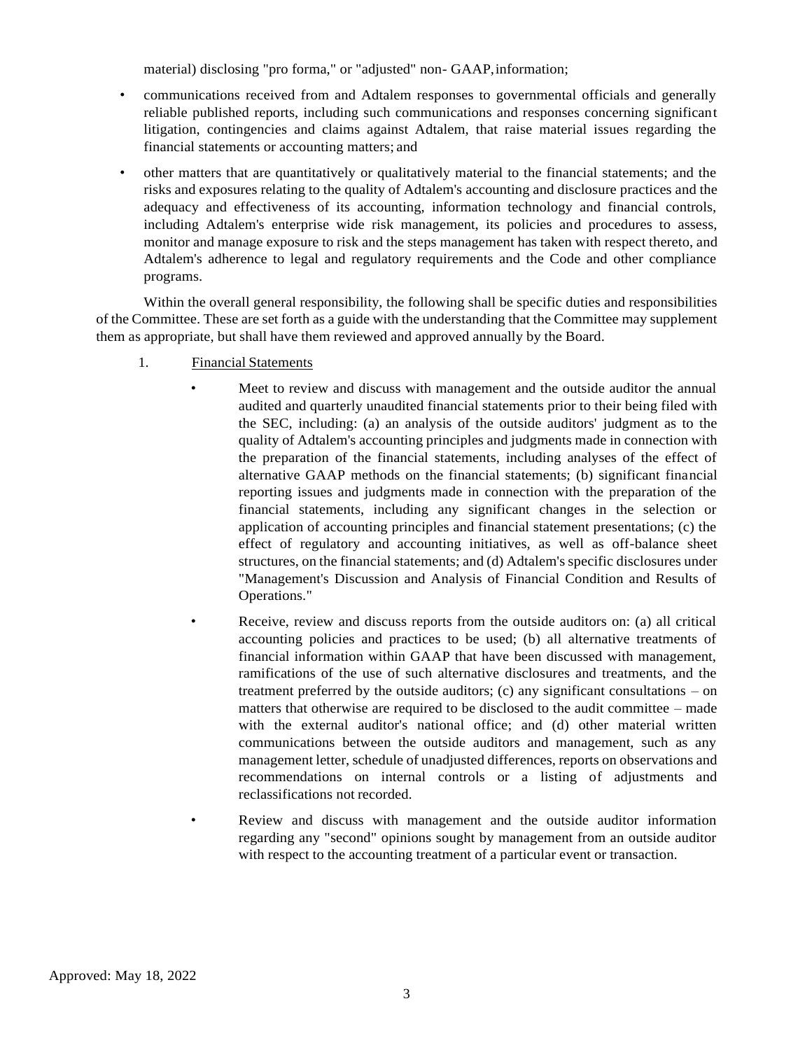material) disclosing "pro forma," or "adjusted" non- GAAP, information;

- communications received from and Adtalem responses to governmental officials and generally reliable published reports, including such communications and responses concerning significant litigation, contingencies and claims against Adtalem, that raise material issues regarding the financial statements or accounting matters; and
- other matters that are quantitatively or qualitatively material to the financial statements; and the risks and exposures relating to the quality of Adtalem's accounting and disclosure practices and the adequacy and effectiveness of its accounting, information technology and financial controls, including Adtalem's enterprise wide risk management, its policies and procedures to assess, monitor and manage exposure to risk and the steps management has taken with respect thereto, and Adtalem's adherence to legal and regulatory requirements and the Code and other compliance programs.

Within the overall general responsibility, the following shall be specific duties and responsibilities of the Committee. These are set forth as a guide with the understanding that the Committee may supplement them as appropriate, but shall have them reviewed and approved annually by the Board.

1. Financial Statements
    - Meet to review and discuss with management and the outside auditor the annual audited and quarterly unaudited financial statements prior to their being filed with the SEC, including: (a) an analysis of the outside auditors' judgment as to the quality of Adtalem's accounting principles and judgments made in connection with the preparation of the financial statements, including analyses of the effect of alternative GAAP methods on the financial statements; (b) significant financial reporting issues and judgments made in connection with the preparation of the financial statements, including any significant changes in the selection or application of accounting principles and financial statement presentations; (c) the effect of regulatory and accounting initiatives, as well as off-balance sheet structures, on the financial statements; and (d) Adtalem's specific disclosures under "Management's Discussion and Analysis of Financial Condition and Results of Operations."
    - Receive, review and discuss reports from the outside auditors on: (a) all critical accounting policies and practices to be used; (b) all alternative treatments of financial information within GAAP that have been discussed with management, ramifications of the use of such alternative disclosures and treatments, and the treatment preferred by the outside auditors; (c) any significant consultations – on matters that otherwise are required to be disclosed to the audit committee – made with the external auditor's national office; and (d) other material written communications between the outside auditors and management, such as any management letter, schedule of unadjusted differences, reports on observations and recommendations on internal controls or a listing of adjustments and reclassifications not recorded.
    - Review and discuss with management and the outside auditor information regarding any "second" opinions sought by management from an outside auditor with respect to the accounting treatment of a particular event or transaction.

Approved: May 18, 2022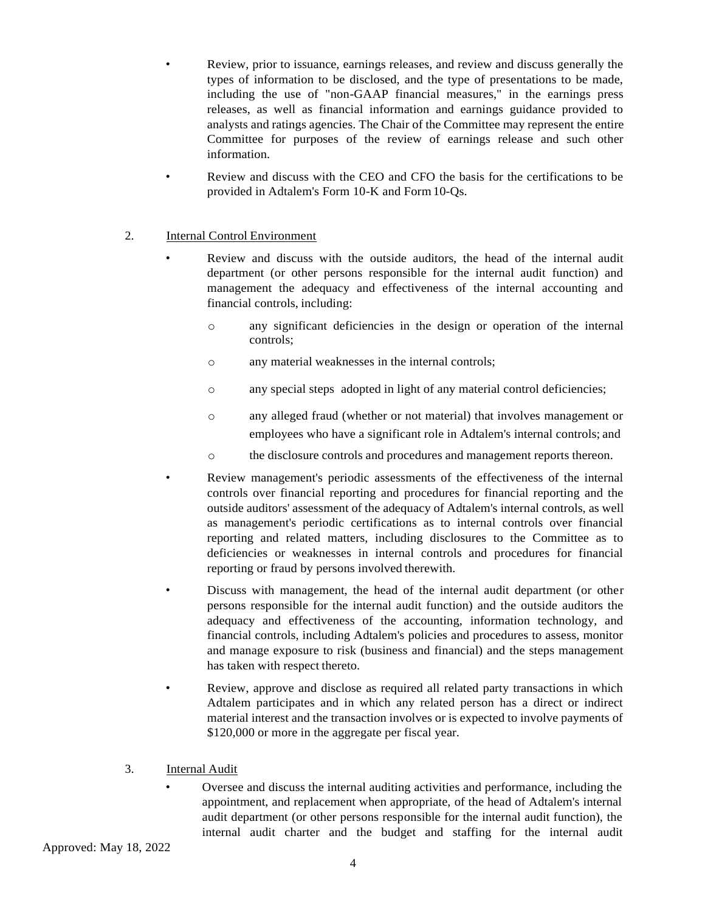- Review, prior to issuance, earnings releases, and review and discuss generally the types of information to be disclosed, and the type of presentations to be made, including the use of "non-GAAP financial measures," in the earnings press releases, as well as financial information and earnings guidance provided to analysts and ratings agencies. The Chair of the Committee may represent the entire Committee for purposes of the review of earnings release and such other information.
- Review and discuss with the CEO and CFO the basis for the certifications to be provided in Adtalem's Form 10-K and Form 10-Qs.

2. Internal Control Environment

- Review and discuss with the outside auditors, the head of the internal audit department (or other persons responsible for the internal audit function) and management the adequacy and effectiveness of the internal accounting and financial controls, including:
  - any significant deficiencies in the design or operation of the internal controls;
  - any material weaknesses in the internal controls;
  - any special steps adopted in light of any material control deficiencies;
  - any alleged fraud (whether or not material) that involves management or employees who have a significant role in Adtalem's internal controls; and
  - the disclosure controls and procedures and management reports thereon.
- Review management's periodic assessments of the effectiveness of the internal controls over financial reporting and procedures for financial reporting and the outside auditors' assessment of the adequacy of Adtalem's internal controls, as well as management's periodic certifications as to internal controls over financial reporting and related matters, including disclosures to the Committee as to deficiencies or weaknesses in internal controls and procedures for financial reporting or fraud by persons involved therewith.
- Discuss with management, the head of the internal audit department (or other persons responsible for the internal audit function) and the outside auditors the adequacy and effectiveness of the accounting, information technology, and financial controls, including Adtalem's policies and procedures to assess, monitor and manage exposure to risk (business and financial) and the steps management has taken with respect thereto.
- Review, approve and disclose as required all related party transactions in which Adtalem participates and in which any related person has a direct or indirect material interest and the transaction involves or is expected to involve payments of $120,000 or more in the aggregate per fiscal year.

3. Internal Audit

- Oversee and discuss the internal auditing activities and performance, including the appointment, and replacement when appropriate, of the head of Adtalem's internal audit department (or other persons responsible for the internal audit function), the internal audit charter and the budget and staffing for the internal audit

Approved: May 18, 2022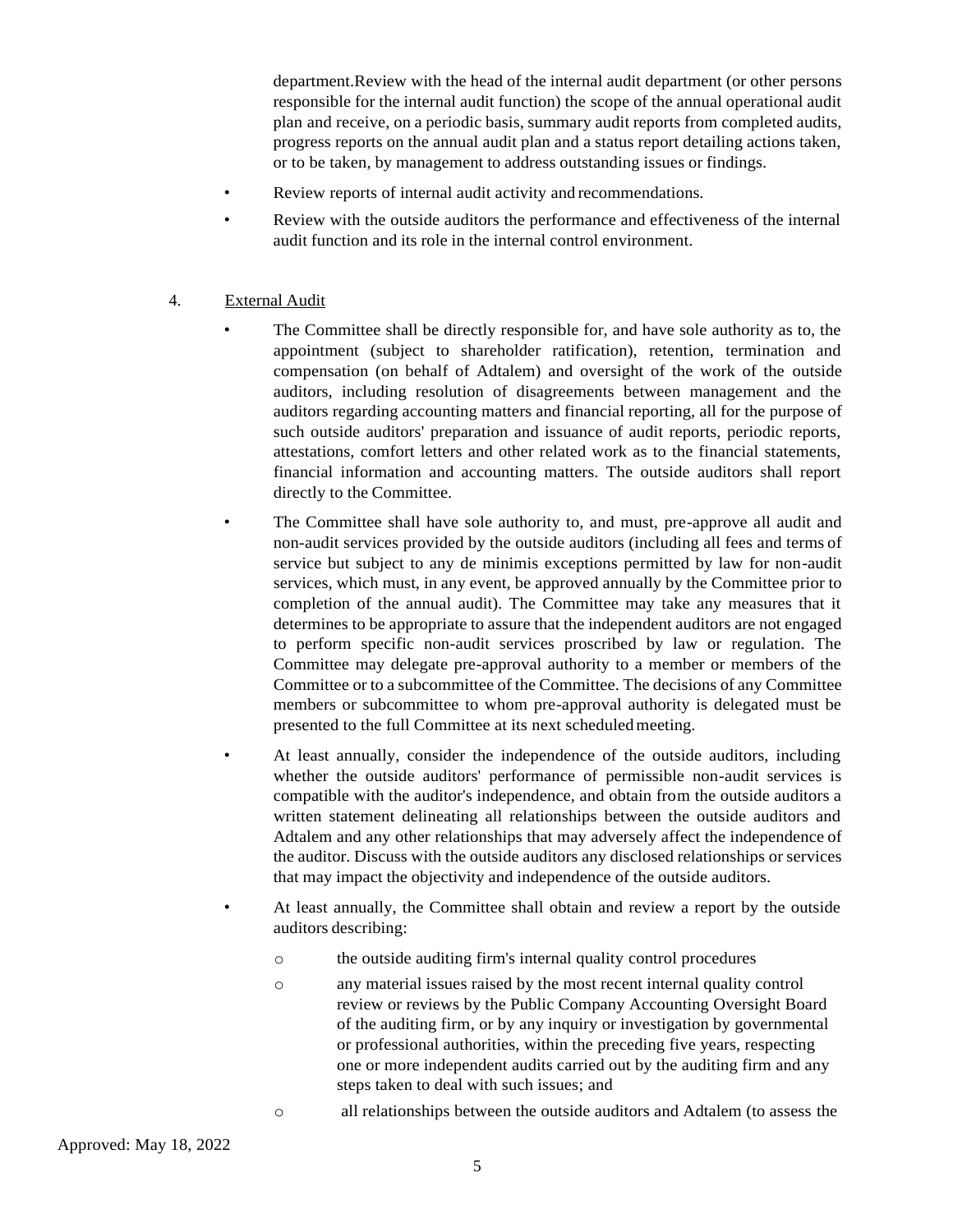department.Review with the head of the internal audit department (or other persons responsible for the internal audit function) the scope of the annual operational audit plan and receive, on a periodic basis, summary audit reports from completed audits, progress reports on the annual audit plan and a status report detailing actions taken, or to be taken, by management to address outstanding issues or findings.

- Review reports of internal audit activity and recommendations.
- Review with the outside auditors the performance and effectiveness of the internal audit function and its role in the internal control environment.

4. External Audit

- The Committee shall be directly responsible for, and have sole authority as to, the appointment (subject to shareholder ratification), retention, termination and compensation (on behalf of Adtalem) and oversight of the work of the outside auditors, including resolution of disagreements between management and the auditors regarding accounting matters and financial reporting, all for the purpose of such outside auditors' preparation and issuance of audit reports, periodic reports, attestations, comfort letters and other related work as to the financial statements, financial information and accounting matters. The outside auditors shall report directly to the Committee.
- The Committee shall have sole authority to, and must, pre-approve all audit and non-audit services provided by the outside auditors (including all fees and terms of service but subject to any de minimis exceptions permitted by law for non-audit services, which must, in any event, be approved annually by the Committee prior to completion of the annual audit). The Committee may take any measures that it determines to be appropriate to assure that the independent auditors are not engaged to perform specific non-audit services proscribed by law or regulation. The Committee may delegate pre-approval authority to a member or members of the Committee or to a subcommittee of the Committee. The decisions of any Committee members or subcommittee to whom pre-approval authority is delegated must be presented to the full Committee at its next scheduled meeting.
- At least annually, consider the independence of the outside auditors, including whether the outside auditors' performance of permissible non-audit services is compatible with the auditor's independence, and obtain from the outside auditors a written statement delineating all relationships between the outside auditors and Adtalem and any other relationships that may adversely affect the independence of the auditor. Discuss with the outside auditors any disclosed relationships or services that may impact the objectivity and independence of the outside auditors.
- At least annually, the Committee shall obtain and review a report by the outside auditors describing:
  - the outside auditing firm's internal quality control procedures
  - any material issues raised by the most recent internal quality control review or reviews by the Public Company Accounting Oversight Board of the auditing firm, or by any inquiry or investigation by governmental or professional authorities, within the preceding five years, respecting one or more independent audits carried out by the auditing firm and any steps taken to deal with such issues; and
  - all relationships between the outside auditors and Adtalem (to assess the

Approved: May 18, 2022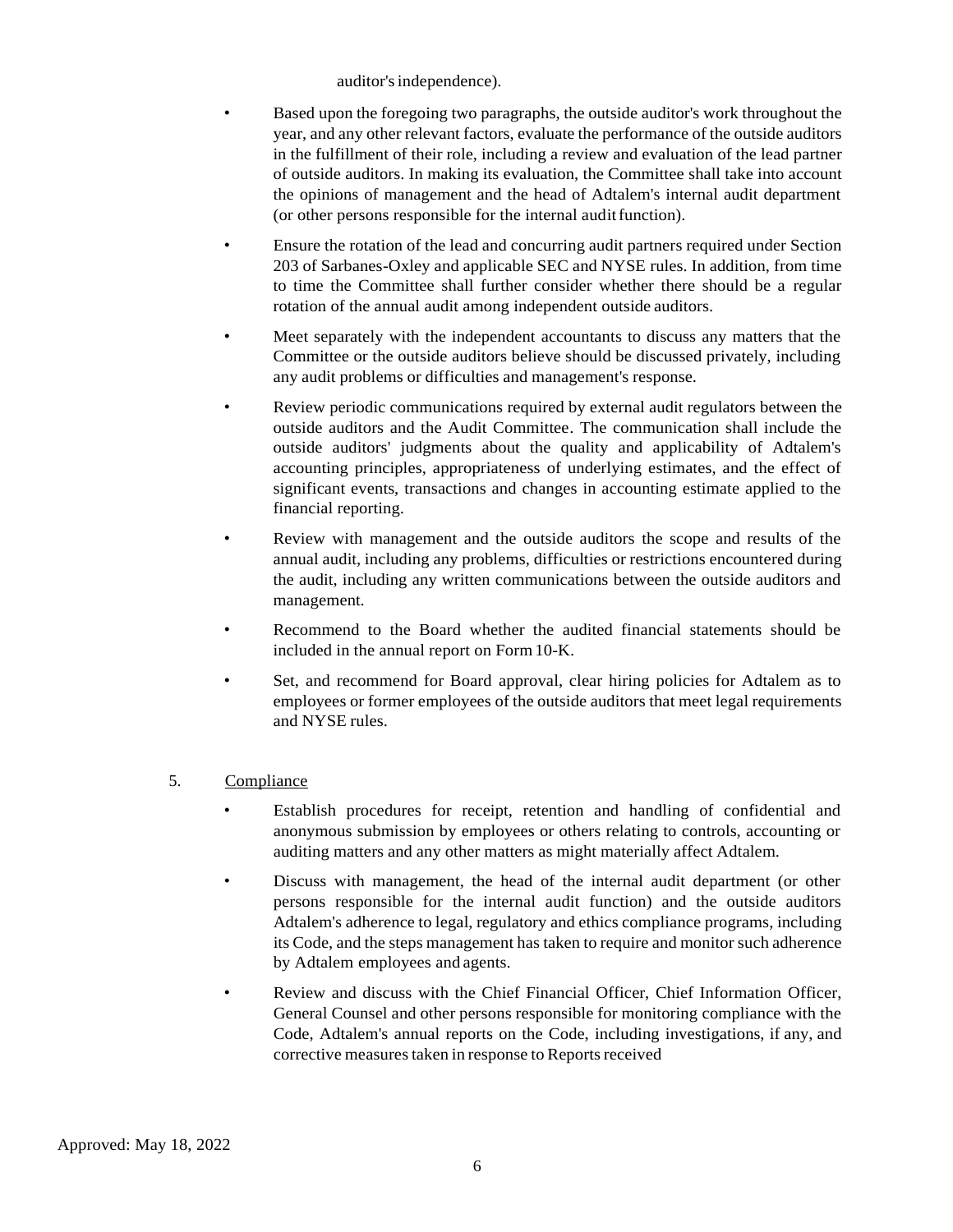auditor's independence).

- Based upon the foregoing two paragraphs, the outside auditor's work throughout the year, and any other relevant factors, evaluate the performance of the outside auditors in the fulfillment of their role, including a review and evaluation of the lead partner of outside auditors. In making its evaluation, the Committee shall take into account the opinions of management and the head of Adtalem's internal audit department (or other persons responsible for the internal audit function).
- Ensure the rotation of the lead and concurring audit partners required under Section 203 of Sarbanes-Oxley and applicable SEC and NYSE rules. In addition, from time to time the Committee shall further consider whether there should be a regular rotation of the annual audit among independent outside auditors.
- Meet separately with the independent accountants to discuss any matters that the Committee or the outside auditors believe should be discussed privately, including any audit problems or difficulties and management's response.
- Review periodic communications required by external audit regulators between the outside auditors and the Audit Committee. The communication shall include the outside auditors' judgments about the quality and applicability of Adtalem's accounting principles, appropriateness of underlying estimates, and the effect of significant events, transactions and changes in accounting estimate applied to the financial reporting.
- Review with management and the outside auditors the scope and results of the annual audit, including any problems, difficulties or restrictions encountered during the audit, including any written communications between the outside auditors and management.
- Recommend to the Board whether the audited financial statements should be included in the annual report on Form 10-K.
- Set, and recommend for Board approval, clear hiring policies for Adtalem as to employees or former employees of the outside auditors that meet legal requirements and NYSE rules.

5. Compliance

- Establish procedures for receipt, retention and handling of confidential and anonymous submission by employees or others relating to controls, accounting or auditing matters and any other matters as might materially affect Adtalem.
- Discuss with management, the head of the internal audit department (or other persons responsible for the internal audit function) and the outside auditors Adtalem's adherence to legal, regulatory and ethics compliance programs, including its Code, and the steps management has taken to require and monitor such adherence by Adtalem employees and agents.
- Review and discuss with the Chief Financial Officer, Chief Information Officer, General Counsel and other persons responsible for monitoring compliance with the Code, Adtalem's annual reports on the Code, including investigations, if any, and corrective measures taken in response to Reports received

Approved: May 18, 2022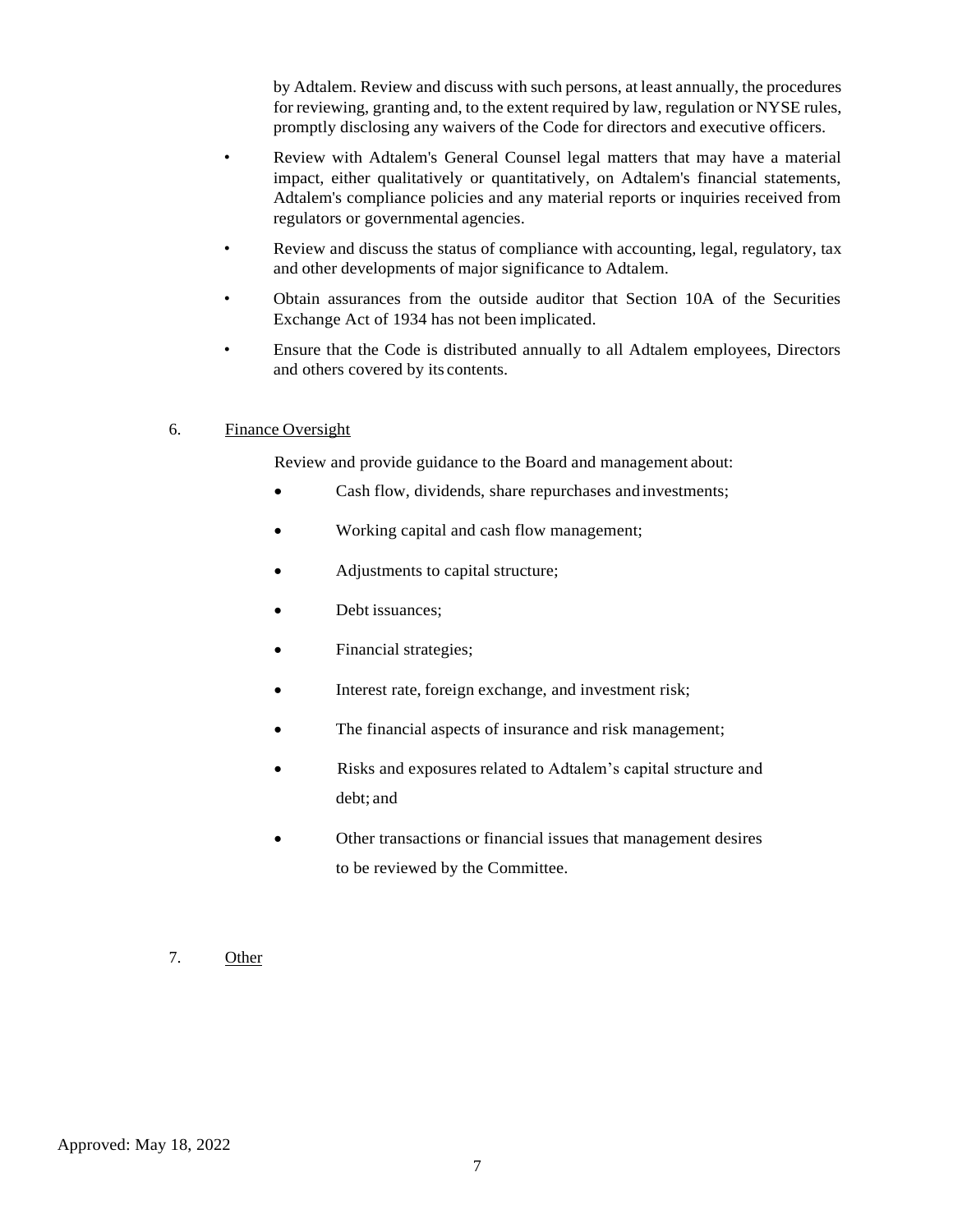by Adtalem. Review and discuss with such persons, at least annually, the procedures for reviewing, granting and, to the extent required by law, regulation or NYSE rules, promptly disclosing any waivers of the Code for directors and executive officers.

- Review with Adtalem's General Counsel legal matters that may have a material impact, either qualitatively or quantitatively, on Adtalem's financial statements, Adtalem's compliance policies and any material reports or inquiries received from regulators or governmental agencies.
- Review and discuss the status of compliance with accounting, legal, regulatory, tax and other developments of major significance to Adtalem.
- Obtain assurances from the outside auditor that Section 10A of the Securities Exchange Act of 1934 has not been implicated.
- Ensure that the Code is distributed annually to all Adtalem employees, Directors and others covered by its contents.

6. <u>Finance Oversight</u>

   Review and provide guidance to the Board and management about:

   - Cash flow, dividends, share repurchases and investments;
   - Working capital and cash flow management;
   - Adjustments to capital structure;
   - Debt issuances;
   - Financial strategies;
   - Interest rate, foreign exchange, and investment risk;
   - The financial aspects of insurance and risk management;
   - Risks and exposures related to Adtalem's capital structure and debt; and
   - Other transactions or financial issues that management desires to be reviewed by the Committee.

7. <u>Other</u>

Approved: May 18, 2022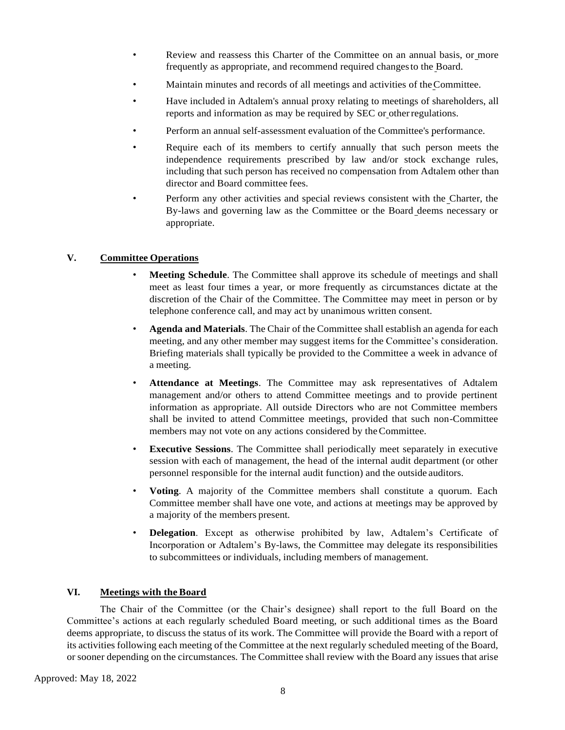- Review and reassess this Charter of the Committee on an annual basis, or more frequently as appropriate, and recommend required changes to the Board.
- Maintain minutes and records of all meetings and activities of the Committee.
- Have included in Adtalem's annual proxy relating to meetings of shareholders, all reports and information as may be required by SEC or other regulations.
- Perform an annual self-assessment evaluation of the Committee's performance.
- Require each of its members to certify annually that such person meets the independence requirements prescribed by law and/or stock exchange rules, including that such person has received no compensation from Adtalem other than director and Board committee fees.
- Perform any other activities and special reviews consistent with the Charter, the By-laws and governing law as the Committee or the Board deems necessary or appropriate.

## V. Committee Operations

- **Meeting Schedule**. The Committee shall approve its schedule of meetings and shall meet as least four times a year, or more frequently as circumstances dictate at the discretion of the Chair of the Committee. The Committee may meet in person or by telephone conference call, and may act by unanimous written consent.
- **Agenda and Materials**. The Chair of the Committee shall establish an agenda for each meeting, and any other member may suggest items for the Committee's consideration. Briefing materials shall typically be provided to the Committee a week in advance of a meeting.
- **Attendance at Meetings**. The Committee may ask representatives of Adtalem management and/or others to attend Committee meetings and to provide pertinent information as appropriate. All outside Directors who are not Committee members shall be invited to attend Committee meetings, provided that such non-Committee members may not vote on any actions considered by the Committee.
- **Executive Sessions**. The Committee shall periodically meet separately in executive session with each of management, the head of the internal audit department (or other personnel responsible for the internal audit function) and the outside auditors.
- **Voting**. A majority of the Committee members shall constitute a quorum. Each Committee member shall have one vote, and actions at meetings may be approved by a majority of the members present.
- **Delegation**. Except as otherwise prohibited by law, Adtalem's Certificate of Incorporation or Adtalem's By-laws, the Committee may delegate its responsibilities to subcommittees or individuals, including members of management.

## VI. Meetings with the Board

The Chair of the Committee (or the Chair's designee) shall report to the full Board on the Committee's actions at each regularly scheduled Board meeting, or such additional times as the Board deems appropriate, to discuss the status of its work. The Committee will provide the Board with a report of its activities following each meeting of the Committee at the next regularly scheduled meeting of the Board, or sooner depending on the circumstances. The Committee shall review with the Board any issues that arise

Approved: May 18, 2022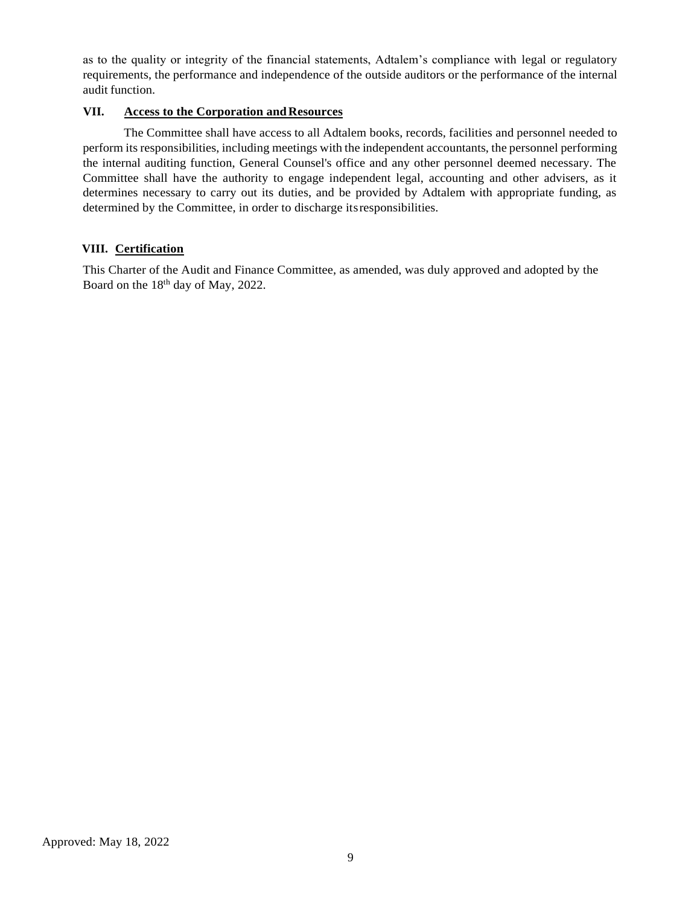as to the quality or integrity of the financial statements, Adtalem's compliance with legal or regulatory requirements, the performance and independence of the outside auditors or the performance of the internal audit function.

## VII. Access to the Corporation and Resources

The Committee shall have access to all Adtalem books, records, facilities and personnel needed to perform its responsibilities, including meetings with the independent accountants, the personnel performing the internal auditing function, General Counsel's office and any other personnel deemed necessary. The Committee shall have the authority to engage independent legal, accounting and other advisers, as it determines necessary to carry out its duties, and be provided by Adtalem with appropriate funding, as determined by the Committee, in order to discharge its responsibilities.

## VIII. Certification

This Charter of the Audit and Finance Committee, as amended, was duly approved and adopted by the Board on the 18th day of May, 2022.

Approved: May 18, 2022